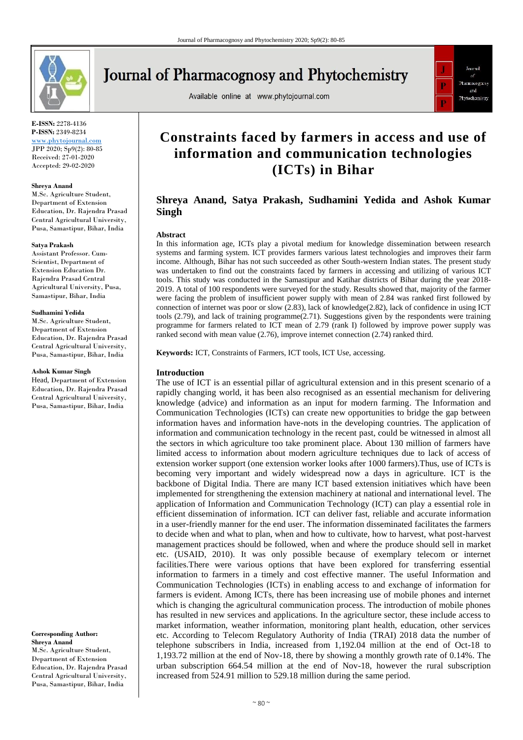E-ISSN: 2278-4136
P-ISSN: 2349-8234
www.phytojournal.com
JPP 2020; Sp9(2): 80-85
Received: 27-01-2020
Accepted: 29-02-2020

**Shreya Anand**
M.Sc. Agriculture Student, Department of Extension Education, Dr. Rajendra Prasad Central Agricultural University, Pusa, Samastipur, Bihar, India

**Satya Prakash**
Assistant Professor. Cum-Scientist, Department of Extension Education Dr. Rajendra Prasad Central Agricultural University, Pusa, Samastipur, Bihar, India

**Sudhamini Yedida**
M.Sc. Agriculture Student, Department of Extension Education, Dr. Rajendra Prasad Central Agricultural University, Pusa, Samastipur, Bihar, India

**Ashok Kumar Singh**
Head, Department of Extension Education, Dr. Rajendra Prasad Central Agricultural University, Pusa, Samastipur, Bihar, India

**Corresponding Author:**
**Shreya Anand**
M.Sc. Agriculture Student, Department of Extension Education, Dr. Rajendra Prasad Central Agricultural University, Pusa, Samastipur, Bihar, India

# Constraints faced by farmers in access and use of information and communication technologies (ICTs) in Bihar

## Shreya Anand, Satya Prakash, Sudhamini Yedida and Ashok Kumar Singh

### Abstract

In this information age, ICTs play a pivotal medium for knowledge dissemination between research systems and farming system. ICT provides farmers various latest technologies and improves their farm income. Although, Bihar has not such succeeded as other South-western Indian states. The present study was undertaken to find out the constraints faced by farmers in accessing and utilizing of various ICT tools. This study was conducted in the Samastipur and Katihar districts of Bihar during the year 2018-2019. A total of 100 respondents were surveyed for the study. Results showed that, majority of the farmer were facing the problem of insufficient power supply with mean of 2.84 was ranked first followed by connection of internet was poor or slow (2.83), lack of knowledge(2.82), lack of confidence in using ICT tools (2.79), and lack of training programme(2.71). Suggestions given by the respondents were training programme for farmers related to ICT mean of 2.79 (rank I) followed by improve power supply was ranked second with mean value (2.76), improve internet connection (2.74) ranked third.

**Keywords:** ICT, Constraints of Farmers, ICT tools, ICT Use, accessing.

### Introduction

The use of ICT is an essential pillar of agricultural extension and in this present scenario of a rapidly changing world, it has been also recognised as an essential mechanism for delivering knowledge (advice) and information as an input for modern farming. The Information and Communication Technologies (ICTs) can create new opportunities to bridge the gap between information haves and information have-nots in the developing countries. The application of information and communication technology in the recent past, could be witnessed in almost all the sectors in which agriculture too take prominent place. About 130 million of farmers have limited access to information about modern agriculture techniques due to lack of access of extension worker support (one extension worker looks after 1000 farmers).Thus, use of ICTs is becoming very important and widely widespread now a days in agriculture. ICT is the backbone of Digital India. There are many ICT based extension initiatives which have been implemented for strengthening the extension machinery at national and international level. The application of Information and Communication Technology (ICT) can play a essential role in efficient dissemination of information. ICT can deliver fast, reliable and accurate information in a user-friendly manner for the end user. The information disseminated facilitates the farmers to decide when and what to plan, when and how to cultivate, how to harvest, what post-harvest management practices should be followed, when and where the produce should sell in market etc. (USAID, 2010). It was only possible because of exemplary telecom or internet facilities.There were various options that have been explored for transferring essential information to farmers in a timely and cost effective manner. The useful Information and Communication Technologies (ICTs) in enabling access to and exchange of information for farmers is evident. Among ICTs, there has been increasing use of mobile phones and internet which is changing the agricultural communication process. The introduction of mobile phones has resulted in new services and applications. In the agriculture sector, these include access to market information, weather information, monitoring plant health, education, other services etc. According to Telecom Regulatory Authority of India (TRAI) 2018 data the number of telephone subscribers in India, increased from 1,192.04 million at the end of Oct-18 to 1,193.72 million at the end of Nov-18, there by showing a monthly growth rate of 0.14%. The urban subscription 664.54 million at the end of Nov-18, however the rural subscription increased from 524.91 million to 529.18 million during the same period.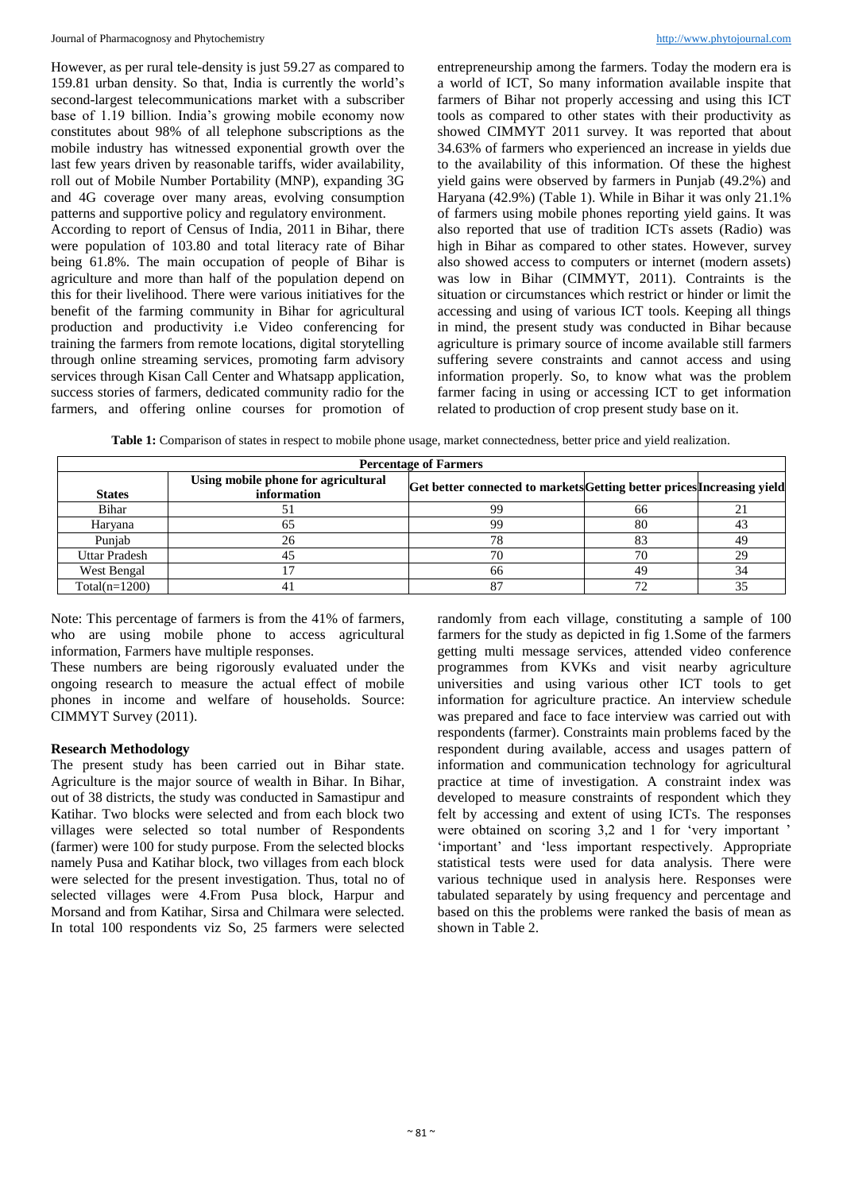However, as per rural tele-density is just 59.27 as compared to 159.81 urban density. So that, India is currently the world's second-largest telecommunications market with a subscriber base of 1.19 billion. India's growing mobile economy now constitutes about 98% of all telephone subscriptions as the mobile industry has witnessed exponential growth over the last few years driven by reasonable tariffs, wider availability, roll out of Mobile Number Portability (MNP), expanding 3G and 4G coverage over many areas, evolving consumption patterns and supportive policy and regulatory environment.

According to report of Census of India, 2011 in Bihar, there were population of 103.80 and total literacy rate of Bihar being 61.8%. The main occupation of people of Bihar is agriculture and more than half of the population depend on this for their livelihood. There were various initiatives for the benefit of the farming community in Bihar for agricultural production and productivity i.e Video conferencing for training the farmers from remote locations, digital storytelling through online streaming services, promoting farm advisory services through Kisan Call Center and Whatsapp application, success stories of farmers, dedicated community radio for the farmers, and offering online courses for promotion of entrepreneurship among the farmers. Today the modern era is a world of ICT, So many information available inspite that farmers of Bihar not properly accessing and using this ICT tools as compared to other states with their productivity as showed CIMMYT 2011 survey. It was reported that about 34.63% of farmers who experienced an increase in yields due to the availability of this information. Of these the highest yield gains were observed by farmers in Punjab (49.2%) and Haryana (42.9%) (Table 1). While in Bihar it was only 21.1% of farmers using mobile phones reporting yield gains. It was also reported that use of tradition ICTs assets (Radio) was high in Bihar as compared to other states. However, survey also showed access to computers or internet (modern assets) was low in Bihar (CIMMYT, 2011). Contraints is the situation or circumstances which restrict or hinder or limit the accessing and using of various ICT tools. Keeping all things in mind, the present study was conducted in Bihar because agriculture is primary source of income available still farmers suffering severe constraints and cannot access and using information properly. So, to know what was the problem farmer facing in using or accessing ICT to get information related to production of crop present study base on it.

**Table 1:** Comparison of states in respect to mobile phone usage, market connectedness, better price and yield realization.

| | Percentage of Farmers | | | |
|---|---|---|---|---|
| **States** | **Using mobile phone for agricultural information** | **Get better connected to markets** | **Getting better prices** | **Increasing yield** |
| Bihar | 51 | 99 | 66 | 21 |
| Haryana | 65 | 99 | 80 | 43 |
| Punjab | 26 | 78 | 83 | 49 |
| Uttar Pradesh | 45 | 70 | 70 | 29 |
| West Bengal | 17 | 66 | 49 | 34 |
| Total(n=1200) | 41 | 87 | 72 | 35 |

Note: This percentage of farmers is from the 41% of farmers, who are using mobile phone to access agricultural information, Farmers have multiple responses.

These numbers are being rigorously evaluated under the ongoing research to measure the actual effect of mobile phones in income and welfare of households. Source: CIMMYT Survey (2011).

## Research Methodology

The present study has been carried out in Bihar state. Agriculture is the major source of wealth in Bihar. In Bihar, out of 38 districts, the study was conducted in Samastipur and Katihar. Two blocks were selected and from each block two villages were selected so total number of Respondents (farmer) were 100 for study purpose. From the selected blocks namely Pusa and Katihar block, two villages from each block were selected for the present investigation. Thus, total no of selected villages were 4.From Pusa block, Harpur and Morsand and from Katihar, Sirsa and Chilmara were selected. In total 100 respondents viz So, 25 farmers were selected randomly from each village, constituting a sample of 100 farmers for the study as depicted in fig 1.Some of the farmers getting multi message services, attended video conference programmes from KVKs and visit nearby agriculture universities and using various other ICT tools to get information for agriculture practice. An interview schedule was prepared and face to face interview was carried out with respondents (farmer). Constraints main problems faced by the respondent during available, access and usages pattern of information and communication technology for agricultural practice at time of investigation. A constraint index was developed to measure constraints of respondent which they felt by accessing and extent of using ICTs. The responses were obtained on scoring 3,2 and 1 for 'very important ' 'important' and 'less important respectively. Appropriate statistical tests were used for data analysis. There were various technique used in analysis here. Responses were tabulated separately by using frequency and percentage and based on this the problems were ranked the basis of mean as shown in Table 2.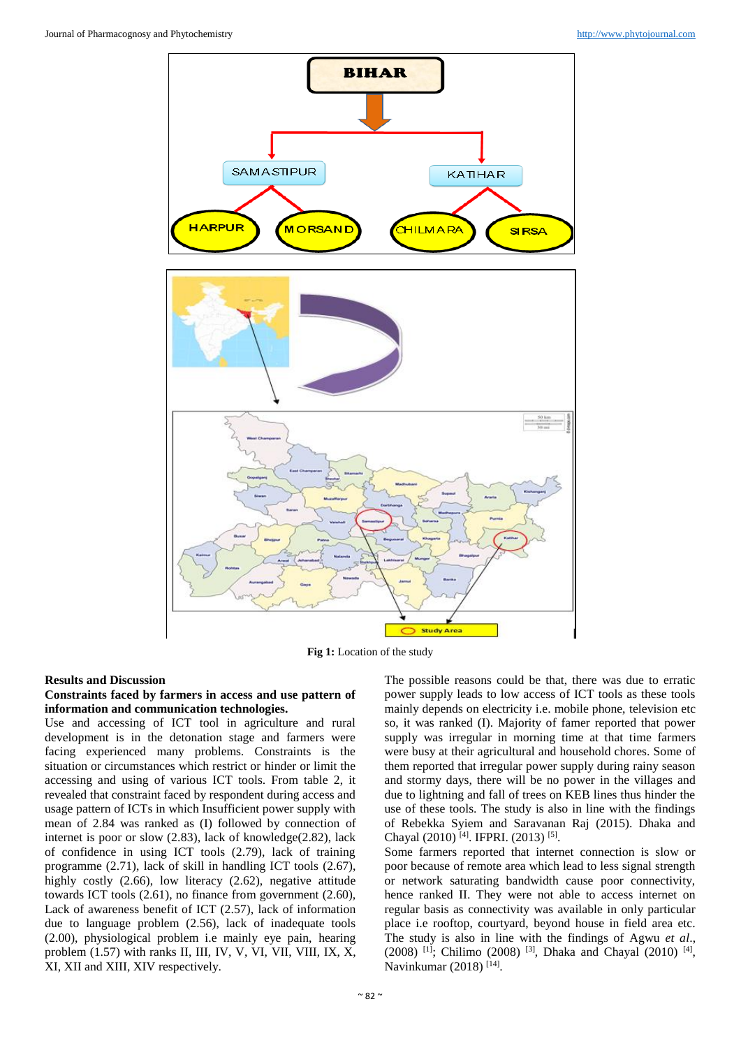Fig 1: Location of the study

## Results and Discussion

### Constraints faced by farmers in access and use pattern of information and communication technologies.

Use and accessing of ICT tool in agriculture and rural development is in the detonation stage and farmers were facing experienced many problems. Constraints is the situation or circumstances which restrict or hinder or limit the accessing and using of various ICT tools. From table 2, it revealed that constraint faced by respondent during access and usage pattern of ICTs in which Insufficient power supply with mean of 2.84 was ranked as (I) followed by connection of internet is poor or slow (2.83), lack of knowledge(2.82), lack of confidence in using ICT tools (2.79), lack of training programme (2.71), lack of skill in handling ICT tools (2.67), highly costly (2.66), low literacy (2.62), negative attitude towards ICT tools (2.61), no finance from government (2.60), Lack of awareness benefit of ICT (2.57), lack of information due to language problem (2.56), lack of inadequate tools (2.00), physiological problem i.e mainly eye pain, hearing problem (1.57) with ranks II, III, IV, V, VI, VII, VIII, IX, X, XI, XII and XIII, XIV respectively.

The possible reasons could be that, there was due to erratic power supply leads to low access of ICT tools as these tools mainly depends on electricity i.e. mobile phone, television etc so, it was ranked (I). Majority of famer reported that power supply was irregular in morning time at that time farmers were busy at their agricultural and household chores. Some of them reported that irregular power supply during rainy season and stormy days, there will be no power in the villages and due to lightning and fall of trees on KEB lines thus hinder the use of these tools. The study is also in line with the findings of Rebekka Syiem and Saravanan Raj (2015). Dhaka and Chayal (2010) [4]. IFPRI. (2013) [5].

Some farmers reported that internet connection is slow or poor because of remote area which lead to less signal strength or network saturating bandwidth cause poor connectivity, hence ranked II. They were not able to access internet on regular basis as connectivity was available in only particular place i.e rooftop, courtyard, beyond house in field area etc. The study is also in line with the findings of Agwu *et al*., (2008) [1]; Chilimo (2008) [3], Dhaka and Chayal (2010) [4], Navinkumar (2018) [14].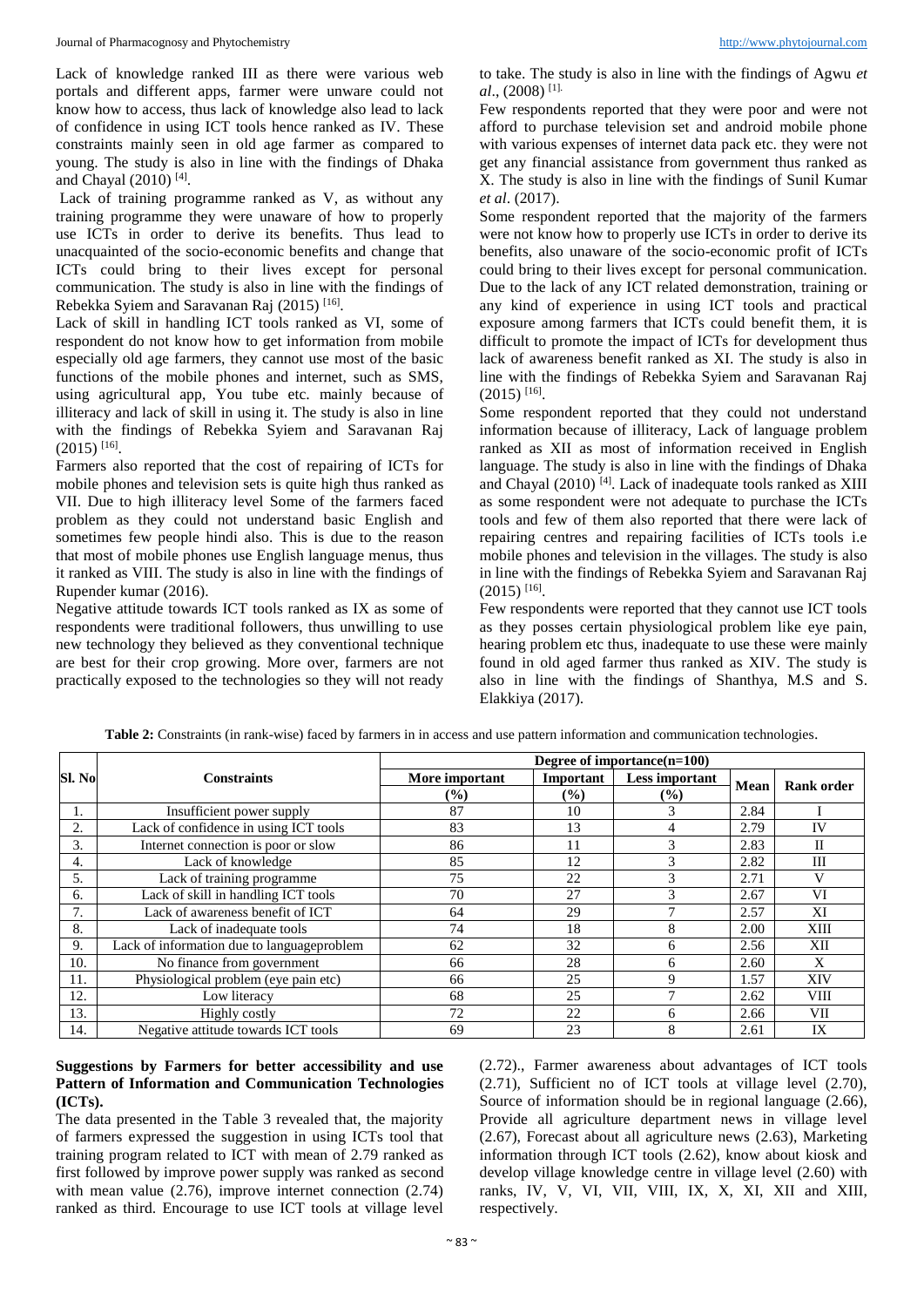Lack of knowledge ranked III as there were various web portals and different apps, farmer were unware could not know how to access, thus lack of knowledge also lead to lack of confidence in using ICT tools hence ranked as IV. These constraints mainly seen in old age farmer as compared to young. The study is also in line with the findings of Dhaka and Chayal (2010) [4].

Lack of training programme ranked as V, as without any training programme they were unaware of how to properly use ICTs in order to derive its benefits. Thus lead to unacquainted of the socio-economic benefits and change that ICTs could bring to their lives except for personal communication. The study is also in line with the findings of Rebekka Syiem and Saravanan Raj (2015) [16].

Lack of skill in handling ICT tools ranked as VI, some of respondent do not know how to get information from mobile especially old age farmers, they cannot use most of the basic functions of the mobile phones and internet, such as SMS, using agricultural app, You tube etc. mainly because of illiteracy and lack of skill in using it. The study is also in line with the findings of Rebekka Syiem and Saravanan Raj (2015) [16].

Farmers also reported that the cost of repairing of ICTs for mobile phones and television sets is quite high thus ranked as VII. Due to high illiteracy level Some of the farmers faced problem as they could not understand basic English and sometimes few people hindi also. This is due to the reason that most of mobile phones use English language menus, thus it ranked as VIII. The study is also in line with the findings of Rupender kumar (2016).

Negative attitude towards ICT tools ranked as IX as some of respondents were traditional followers, thus unwilling to use new technology they believed as they conventional technique are best for their crop growing. More over, farmers are not practically exposed to the technologies so they will not ready to take. The study is also in line with the findings of Agwu *et al*., (2008) [1].

Few respondents reported that they were poor and were not afford to purchase television set and android mobile phone with various expenses of internet data pack etc. they were not get any financial assistance from government thus ranked as X. The study is also in line with the findings of Sunil Kumar *et al*. (2017).

Some respondent reported that the majority of the farmers were not know how to properly use ICTs in order to derive its benefits, also unaware of the socio-economic profit of ICTs could bring to their lives except for personal communication. Due to the lack of any ICT related demonstration, training or any kind of experience in using ICT tools and practical exposure among farmers that ICTs could benefit them, it is difficult to promote the impact of ICTs for development thus lack of awareness benefit ranked as XI. The study is also in line with the findings of Rebekka Syiem and Saravanan Raj (2015) [16].

Some respondent reported that they could not understand information because of illiteracy, Lack of language problem ranked as XII as most of information received in English language. The study is also in line with the findings of Dhaka and Chayal (2010) [4]. Lack of inadequate tools ranked as XIII as some respondent were not adequate to purchase the ICTs tools and few of them also reported that there were lack of repairing centres and repairing facilities of ICTs tools i.e mobile phones and television in the villages. The study is also in line with the findings of Rebekka Syiem and Saravanan Raj (2015) [16].

Few respondents were reported that they cannot use ICT tools as they posses certain physiological problem like eye pain, hearing problem etc thus, inadequate to use these were mainly found in old aged farmer thus ranked as XIV. The study is also in line with the findings of Shanthya, M.S and S. Elakkiya (2017).

**Table 2:** Constraints (in rank-wise) faced by farmers in in access and use pattern information and communication technologies.

| Sl. No | Constraints | Degree of importance(n=100) | | | | |
|---|---|---|---|---|---|---|
| | | More important (%) | Important (%) | Less important (%) | Mean | Rank order |
| 1. | Insufficient power supply | 87 | 10 | 3 | 2.84 | I |
| 2. | Lack of confidence in using ICT tools | 83 | 13 | 4 | 2.79 | IV |
| 3. | Internet connection is poor or slow | 86 | 11 | 3 | 2.83 | II |
| 4. | Lack of knowledge | 85 | 12 | 3 | 2.82 | III |
| 5. | Lack of training programme | 75 | 22 | 3 | 2.71 | V |
| 6. | Lack of skill in handling ICT tools | 70 | 27 | 3 | 2.67 | VI |
| 7. | Lack of awareness benefit of ICT | 64 | 29 | 7 | 2.57 | XI |
| 8. | Lack of inadequate tools | 74 | 18 | 8 | 2.00 | XIII |
| 9. | Lack of information due to languageproblem | 62 | 32 | 6 | 2.56 | XII |
| 10. | No finance from government | 66 | 28 | 6 | 2.60 | X |
| 11. | Physiological problem (eye pain etc) | 66 | 25 | 9 | 1.57 | XIV |
| 12. | Low literacy | 68 | 25 | 7 | 2.62 | VIII |
| 13. | Highly costly | 72 | 22 | 6 | 2.66 | VII |
| 14. | Negative attitude towards ICT tools | 69 | 23 | 8 | 2.61 | IX |

### Suggestions by Farmers for better accessibility and use Pattern of Information and Communication Technologies (ICTs).

The data presented in the Table 3 revealed that, the majority of farmers expressed the suggestion in using ICTs tool that training program related to ICT with mean of 2.79 ranked as first followed by improve power supply was ranked as second with mean value (2.76), improve internet connection (2.74) ranked as third. Encourage to use ICT tools at village level (2.72)., Farmer awareness about advantages of ICT tools (2.71), Sufficient no of ICT tools at village level (2.70), Source of information should be in regional language (2.66), Provide all agriculture department news in village level (2.67), Forecast about all agriculture news (2.63), Marketing information through ICT tools (2.62), know about kiosk and develop village knowledge centre in village level (2.60) with ranks, IV, V, VI, VII, VIII, IX, X, XI, XII and XIII, respectively.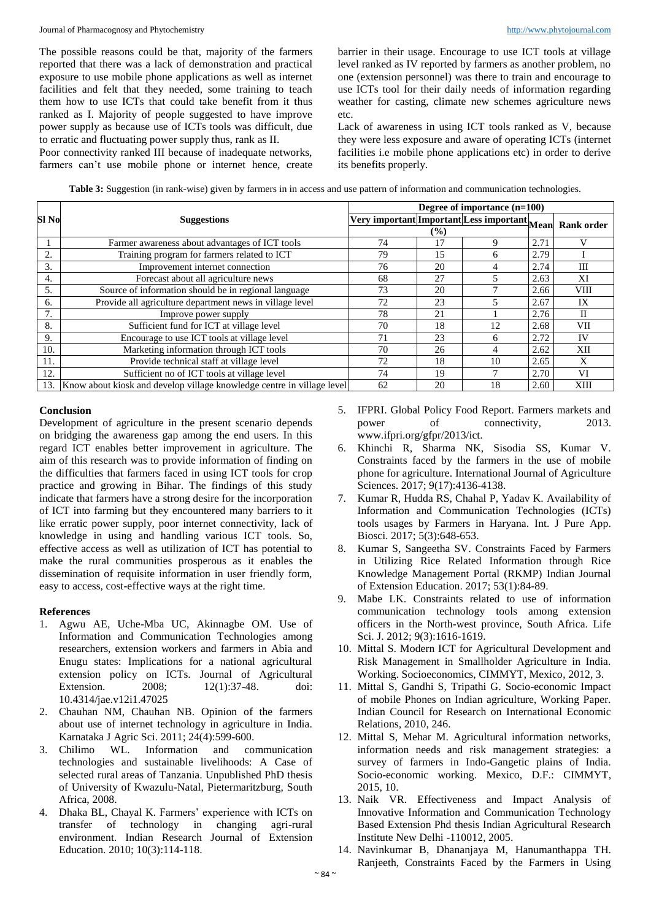The possible reasons could be that, majority of the farmers reported that there was a lack of demonstration and practical exposure to use mobile phone applications as well as internet facilities and felt that they needed, some training to teach them how to use ICTs that could take benefit from it thus ranked as I. Majority of people suggested to have improve power supply as because use of ICTs tools was difficult, due to erratic and fluctuating power supply thus, rank as II.

Poor connectivity ranked III because of inadequate networks, farmers can't use mobile phone or internet hence, create barrier in their usage. Encourage to use ICT tools at village level ranked as IV reported by farmers as another problem, no one (extension personnel) was there to train and encourage to use ICTs tool for their daily needs of information regarding weather for casting, climate new schemes agriculture news etc.

Lack of awareness in using ICT tools ranked as V, because they were less exposure and aware of operating ICTs (internet facilities i.e mobile phone applications etc) in order to derive its benefits properly.

**Table 3:** Suggestion (in rank-wise) given by farmers in in access and use pattern of information and communication technologies.

| Sl No | Suggestions | Degree of importance (n=100) | | | | |
|---|---|---|---|---|---|---|
| | | Very important | Important | Less important | Mean | Rank order |
| | | (%) | | | | |
| 1 | Farmer awareness about advantages of ICT tools | 74 | 17 | 9 | 2.71 | V |
| 2. | Training program for farmers related to ICT | 79 | 15 | 6 | 2.79 | I |
| 3. | Improvement internet connection | 76 | 20 | 4 | 2.74 | III |
| 4. | Forecast about all agriculture news | 68 | 27 | 5 | 2.63 | XI |
| 5. | Source of information should be in regional language | 73 | 20 | 7 | 2.66 | VIII |
| 6. | Provide all agriculture department news in village level | 72 | 23 | 5 | 2.67 | IX |
| 7. | Improve power supply | 78 | 21 | 1 | 2.76 | II |
| 8. | Sufficient fund for ICT at village level | 70 | 18 | 12 | 2.68 | VII |
| 9. | Encourage to use ICT tools at village level | 71 | 23 | 6 | 2.72 | IV |
| 10. | Marketing information through ICT tools | 70 | 26 | 4 | 2.62 | XII |
| 11. | Provide technical staff at village level | 72 | 18 | 10 | 2.65 | X |
| 12. | Sufficient no of ICT tools at village level | 74 | 19 | 7 | 2.70 | VI |
| 13. | Know about kiosk and develop village knowledge centre in village level | 62 | 20 | 18 | 2.60 | XIII |

## Conclusion

Development of agriculture in the present scenario depends on bridging the awareness gap among the end users. In this regard ICT enables better improvement in agriculture. The aim of this research was to provide information of finding on the difficulties that farmers faced in using ICT tools for crop practice and growing in Bihar. The findings of this study indicate that farmers have a strong desire for the incorporation of ICT into farming but they encountered many barriers to it like erratic power supply, poor internet connectivity, lack of knowledge in using and handling various ICT tools. So, effective access as well as utilization of ICT has potential to make the rural communities prosperous as it enables the dissemination of requisite information in user friendly form, easy to access, cost-effective ways at the right time.

## References

1. Agwu AE, Uche-Mba UC, Akinnagbe OM. Use of Information and Communication Technologies among researchers, extension workers and farmers in Abia and Enugu states: Implications for a national agricultural extension policy on ICTs. Journal of Agricultural Extension. 2008; 12(1):37-48. doi: 10.4314/jae.v12i1.47025
2. Chauhan NM, Chauhan NB. Opinion of the farmers about use of internet technology in agriculture in India. Karnataka J Agric Sci. 2011; 24(4):599-600.
3. Chilimo WL. Information and communication technologies and sustainable livelihoods: A Case of selected rural areas of Tanzania. Unpublished PhD thesis of University of Kwazulu-Natal, Pietermaritzburg, South Africa, 2008.
4. Dhaka BL, Chayal K. Farmers' experience with ICTs on transfer of technology in changing agri-rural environment. Indian Research Journal of Extension Education. 2010; 10(3):114-118.
5. IFPRI. Global Policy Food Report. Farmers markets and power of connectivity, 2013. www.ifpri.org/gfpr/2013/ict.
6. Khinchi R, Sharma NK, Sisodia SS, Kumar V. Constraints faced by the farmers in the use of mobile phone for agriculture. International Journal of Agriculture Sciences. 2017; 9(17):4136-4138.
7. Kumar R, Hudda RS, Chahal P, Yadav K. Availability of Information and Communication Technologies (ICTs) tools usages by Farmers in Haryana. Int. J Pure App. Biosci. 2017; 5(3):648-653.
8. Kumar S, Sangeetha SV. Constraints Faced by Farmers in Utilizing Rice Related Information through Rice Knowledge Management Portal (RKMP) Indian Journal of Extension Education. 2017; 53(1):84-89.
9. Mabe LK. Constraints related to use of information communication technology tools among extension officers in the North-west province, South Africa. Life Sci. J. 2012; 9(3):1616-1619.
10. Mittal S. Modern ICT for Agricultural Development and Risk Management in Smallholder Agriculture in India. Working. Socioeconomics, CIMMYT, Mexico, 2012, 3.
11. Mittal S, Gandhi S, Tripathi G. Socio-economic Impact of mobile Phones on Indian agriculture, Working Paper. Indian Council for Research on International Economic Relations, 2010, 246.
12. Mittal S, Mehar M. Agricultural information networks, information needs and risk management strategies: a survey of farmers in Indo-Gangetic plains of India. Socio-economic working. Mexico, D.F.: CIMMYT, 2015, 10.
13. Naik VR. Effectiveness and Impact Analysis of Innovative Information and Communication Technology Based Extension Phd thesis Indian Agricultural Research Institute New Delhi -110012, 2005.
14. Navinkumar B, Dhananjaya M, Hanumanthappa TH. Ranjeeth, Constraints Faced by the Farmers in Using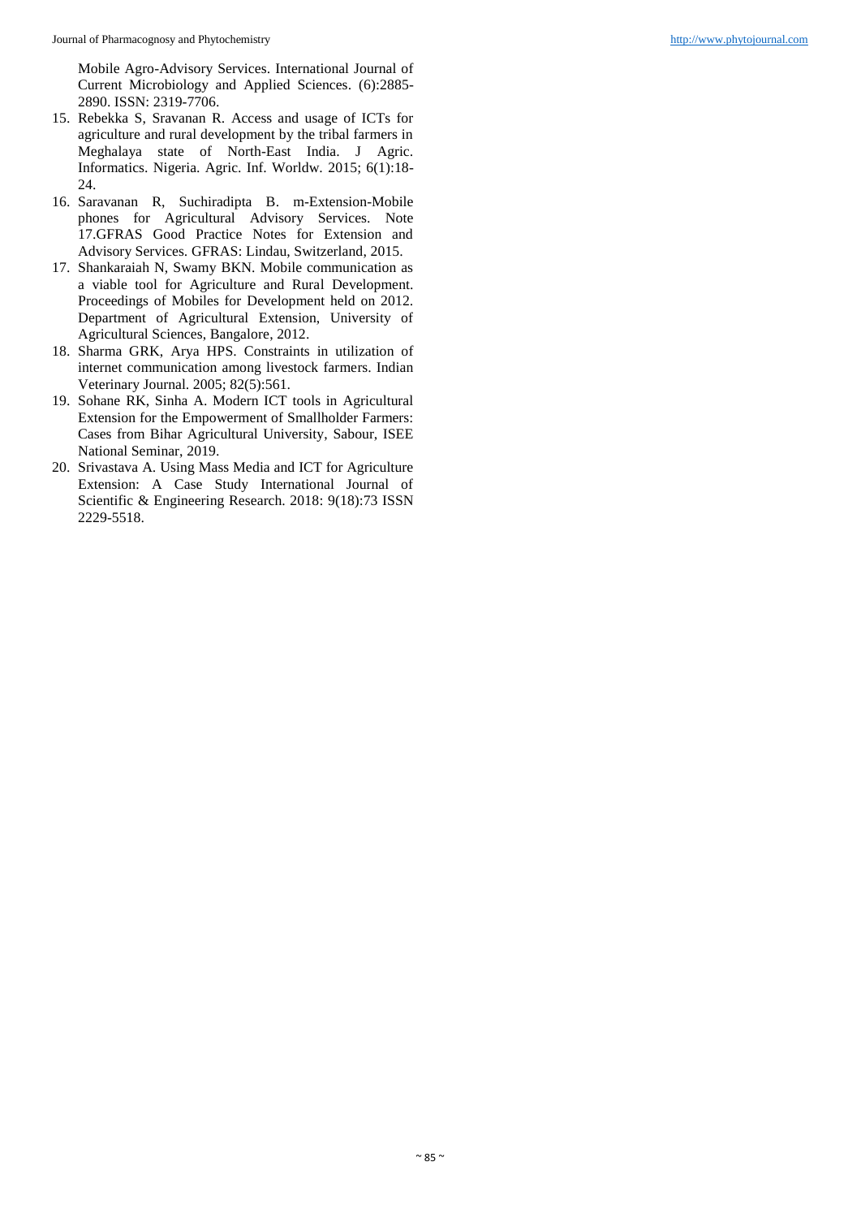Mobile Agro-Advisory Services. International Journal of Current Microbiology and Applied Sciences. (6):2885-2890. ISSN: 2319-7706.

15. Rebekka S, Sravanan R. Access and usage of ICTs for agriculture and rural development by the tribal farmers in Meghalaya state of North-East India. J Agric. Informatics. Nigeria. Agric. Inf. Worldw. 2015; 6(1):18-24.
16. Saravanan R, Suchiradipta B. m-Extension-Mobile phones for Agricultural Advisory Services. Note 17.GFRAS Good Practice Notes for Extension and Advisory Services. GFRAS: Lindau, Switzerland, 2015.
17. Shankaraiah N, Swamy BKN. Mobile communication as a viable tool for Agriculture and Rural Development. Proceedings of Mobiles for Development held on 2012. Department of Agricultural Extension, University of Agricultural Sciences, Bangalore, 2012.
18. Sharma GRK, Arya HPS. Constraints in utilization of internet communication among livestock farmers. Indian Veterinary Journal. 2005; 82(5):561.
19. Sohane RK, Sinha A. Modern ICT tools in Agricultural Extension for the Empowerment of Smallholder Farmers: Cases from Bihar Agricultural University, Sabour, ISEE National Seminar, 2019.
20. Srivastava A. Using Mass Media and ICT for Agriculture Extension: A Case Study International Journal of Scientific & Engineering Research. 2018: 9(18):73 ISSN 2229-5518.